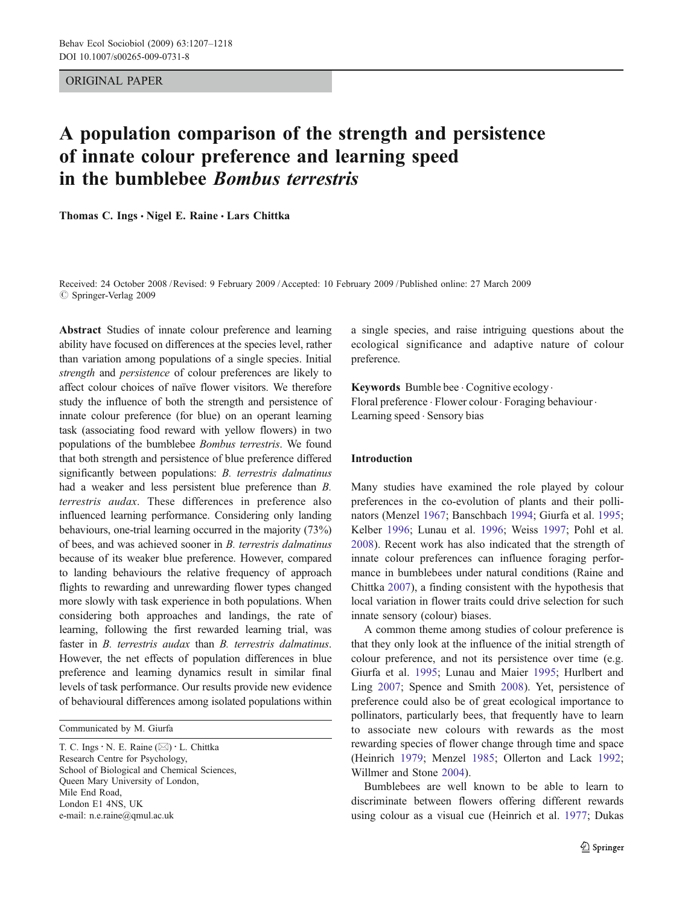ORIGINAL PAPER

# A population comparison of the strength and persistence of innate colour preference and learning speed in the bumblebee *Bombus terrestris*

**Thomas C. Ings · Nigel E. Raine · Lars Chittka**

Received: 24 October 2008 / Revised: 9 February 2009 / Accepted: 10 February 2009 / Published online: 27 March 2009
© Springer-Verlag 2009

**Abstract** Studies of innate colour preference and learning ability have focused on differences at the species level, rather than variation among populations of a single species. Initial *strength* and *persistence* of colour preferences are likely to affect colour choices of naïve flower visitors. We therefore study the influence of both the strength and persistence of innate colour preference (for blue) on an operant learning task (associating food reward with yellow flowers) in two populations of the bumblebee *Bombus terrestris*. We found that both strength and persistence of blue preference differed significantly between populations: *B. terrestris dalmatinus* had a weaker and less persistent blue preference than *B. terrestris audax*. These differences in preference also influenced learning performance. Considering only landing behaviours, one-trial learning occurred in the majority (73%) of bees, and was achieved sooner in *B. terrestris dalmatinus* because of its weaker blue preference. However, compared to landing behaviours the relative frequency of approach flights to rewarding and unrewarding flower types changed more slowly with task experience in both populations. When considering both approaches and landings, the rate of learning, following the first rewarded learning trial, was faster in *B. terrestris audax* than *B. terrestris dalmatinus*. However, the net effects of population differences in blue preference and learning dynamics result in similar final levels of task performance. Our results provide new evidence of behavioural differences among isolated populations within a single species, and raise intriguing questions about the ecological significance and adaptive nature of colour preference.

**Keywords** Bumble bee · Cognitive ecology · Floral preference · Flower colour · Foraging behaviour · Learning speed · Sensory bias

Communicated by M. Giurfa

T. C. Ings · N. E. Raine (✉) · L. Chittka
Research Centre for Psychology,
School of Biological and Chemical Sciences,
Queen Mary University of London,
Mile End Road,
London E1 4NS, UK
e-mail: n.e.raine@qmul.ac.uk

## Introduction

Many studies have examined the role played by colour preferences in the co-evolution of plants and their pollinators (Menzel 1967; Banschbach 1994; Giurfa et al. 1995; Kelber 1996; Lunau et al. 1996; Weiss 1997; Pohl et al. 2008). Recent work has also indicated that the strength of innate colour preferences can influence foraging performance in bumblebees under natural conditions (Raine and Chittka 2007), a finding consistent with the hypothesis that local variation in flower traits could drive selection for such innate sensory (colour) biases.

A common theme among studies of colour preference is that they only look at the influence of the initial strength of colour preference, and not its persistence over time (e.g. Giurfa et al. 1995; Lunau and Maier 1995; Hurlbert and Ling 2007; Spence and Smith 2008). Yet, persistence of preference could also be of great ecological importance to pollinators, particularly bees, that frequently have to learn to associate new colours with rewards as the most rewarding species of flower change through time and space (Heinrich 1979; Menzel 1985; Ollerton and Lack 1992; Willmer and Stone 2004).

Bumblebees are well known to be able to learn to discriminate between flowers offering different rewards using colour as a visual cue (Heinrich et al. 1977; Dukas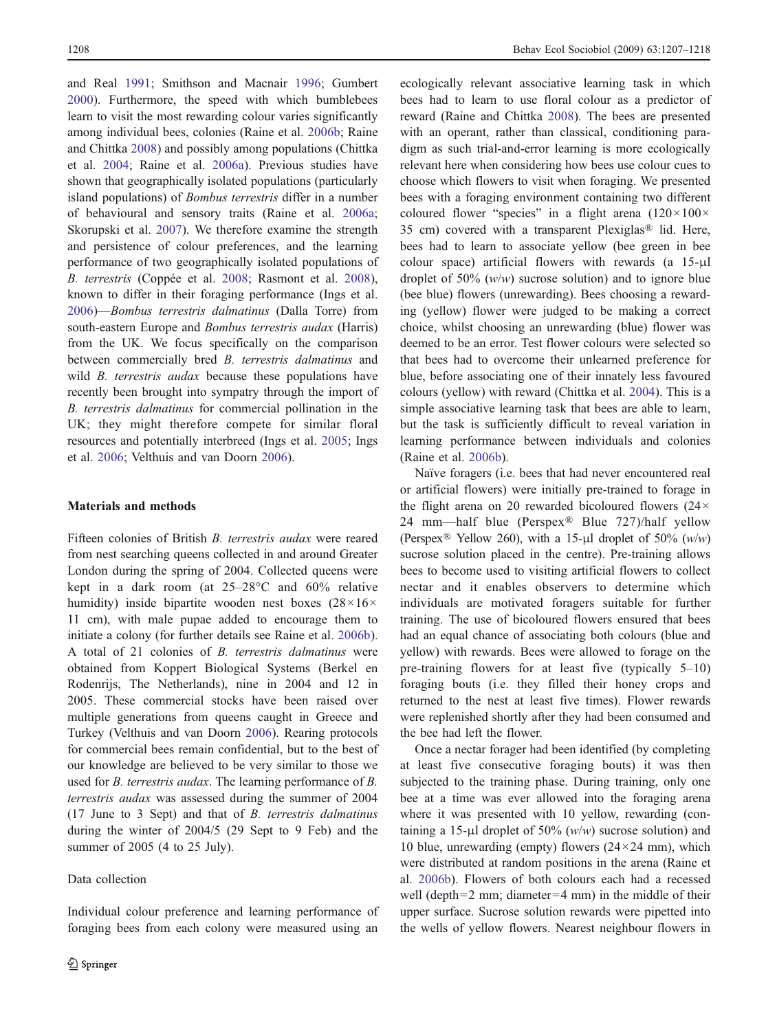and Real 1991; Smithson and Macnair 1996; Gumbert 2000). Furthermore, the speed with which bumblebees learn to visit the most rewarding colour varies significantly among individual bees, colonies (Raine et al. 2006b; Raine and Chittka 2008) and possibly among populations (Chittka et al. 2004; Raine et al. 2006a). Previous studies have shown that geographically isolated populations (particularly island populations) of *Bombus terrestris* differ in a number of behavioural and sensory traits (Raine et al. 2006a; Skorupski et al. 2007). We therefore examine the strength and persistence of colour preferences, and the learning performance of two geographically isolated populations of *B. terrestris* (Coppée et al. 2008; Rasmont et al. 2008), known to differ in their foraging performance (Ings et al. 2006)—*Bombus terrestris dalmatinus* (Dalla Torre) from south-eastern Europe and *Bombus terrestris audax* (Harris) from the UK. We focus specifically on the comparison between commercially bred *B. terrestris dalmatinus* and wild *B. terrestris audax* because these populations have recently been brought into sympatry through the import of *B. terrestris dalmatinus* for commercial pollination in the UK; they might therefore compete for similar floral resources and potentially interbreed (Ings et al. 2005; Ings et al. 2006; Velthuis and van Doorn 2006).

## Materials and methods

Fifteen colonies of British *B. terrestris audax* were reared from nest searching queens collected in and around Greater London during the spring of 2004. Collected queens were kept in a dark room (at 25–28°C and 60% relative humidity) inside bipartite wooden nest boxes (28×16×11 cm), with male pupae added to encourage them to initiate a colony (for further details see Raine et al. 2006b). A total of 21 colonies of *B. terrestris dalmatinus* were obtained from Koppert Biological Systems (Berkel en Rodenrijs, The Netherlands), nine in 2004 and 12 in 2005. These commercial stocks have been raised over multiple generations from queens caught in Greece and Turkey (Velthuis and van Doorn 2006). Rearing protocols for commercial bees remain confidential, but to the best of our knowledge are believed to be very similar to those we used for *B. terrestris audax*. The learning performance of *B. terrestris audax* was assessed during the summer of 2004 (17 June to 3 Sept) and that of *B. terrestris dalmatinus* during the winter of 2004/5 (29 Sept to 9 Feb) and the summer of 2005 (4 to 25 July).

### Data collection

Individual colour preference and learning performance of foraging bees from each colony were measured using an ecologically relevant associative learning task in which bees had to learn to use floral colour as a predictor of reward (Raine and Chittka 2008). The bees are presented with an operant, rather than classical, conditioning paradigm as such trial-and-error learning is more ecologically relevant here when considering how bees use colour cues to choose which flowers to visit when foraging. We presented bees with a foraging environment containing two different coloured flower "species" in a flight arena (120×100×35 cm) covered with a transparent Plexiglas® lid. Here, bees had to learn to associate yellow (bee green in bee colour space) artificial flowers with rewards (a 15-μl droplet of 50% (*w*/*w*) sucrose solution) and to ignore blue (bee blue) flowers (unrewarding). Bees choosing a rewarding (yellow) flower were judged to be making a correct choice, whilst choosing an unrewarding (blue) flower was deemed to be an error. Test flower colours were selected so that bees had to overcome their unlearned preference for blue, before associating one of their innately less favoured colours (yellow) with reward (Chittka et al. 2004). This is a simple associative learning task that bees are able to learn, but the task is sufficiently difficult to reveal variation in learning performance between individuals and colonies (Raine et al. 2006b).

Naïve foragers (i.e. bees that had never encountered real or artificial flowers) were initially pre-trained to forage in the flight arena on 20 rewarded bicoloured flowers (24×24 mm—half blue (Perspex® Blue 727)/half yellow (Perspex® Yellow 260), with a 15-μl droplet of 50% (*w*/*w*) sucrose solution placed in the centre). Pre-training allows bees to become used to visiting artificial flowers to collect nectar and it enables observers to determine which individuals are motivated foragers suitable for further training. The use of bicoloured flowers ensured that bees had an equal chance of associating both colours (blue and yellow) with rewards. Bees were allowed to forage on the pre-training flowers for at least five (typically 5–10) foraging bouts (i.e. they filled their honey crops and returned to the nest at least five times). Flower rewards were replenished shortly after they had been consumed and the bee had left the flower.

Once a nectar forager had been identified (by completing at least five consecutive foraging bouts) it was then subjected to the training phase. During training, only one bee at a time was ever allowed into the foraging arena where it was presented with 10 yellow, rewarding (containing a 15-μl droplet of 50% (*w*/*w*) sucrose solution) and 10 blue, unrewarding (empty) flowers (24×24 mm), which were distributed at random positions in the arena (Raine et al. 2006b). Flowers of both colours each had a recessed well (depth=2 mm; diameter=4 mm) in the middle of their upper surface. Sucrose solution rewards were pipetted into the wells of yellow flowers. Nearest neighbour flowers in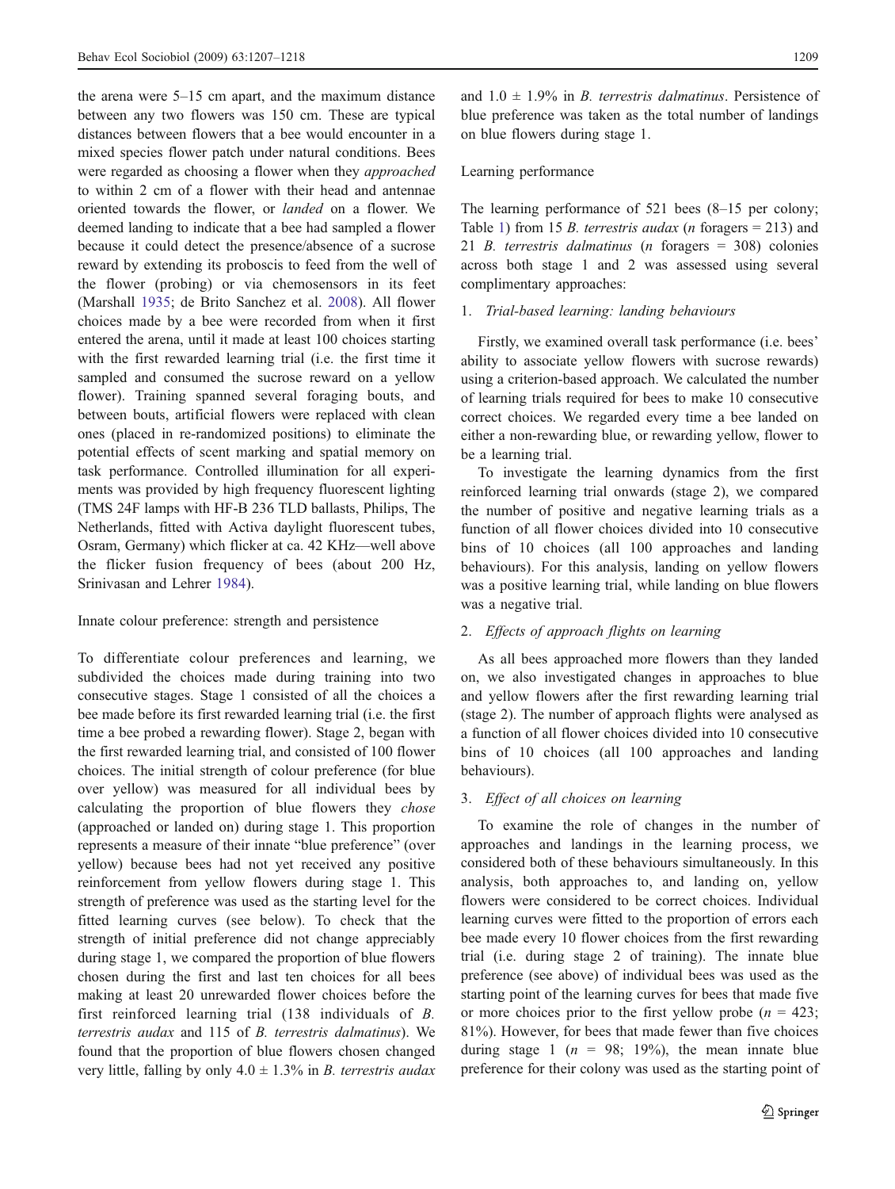the arena were 5–15 cm apart, and the maximum distance between any two flowers was 150 cm. These are typical distances between flowers that a bee would encounter in a mixed species flower patch under natural conditions. Bees were regarded as choosing a flower when they *approached* to within 2 cm of a flower with their head and antennae oriented towards the flower, or *landed* on a flower. We deemed landing to indicate that a bee had sampled a flower because it could detect the presence/absence of a sucrose reward by extending its proboscis to feed from the well of the flower (probing) or via chemosensors in its feet (Marshall 1935; de Brito Sanchez et al. 2008). All flower choices made by a bee were recorded from when it first entered the arena, until it made at least 100 choices starting with the first rewarded learning trial (i.e. the first time it sampled and consumed the sucrose reward on a yellow flower). Training spanned several foraging bouts, and between bouts, artificial flowers were replaced with clean ones (placed in re-randomized positions) to eliminate the potential effects of scent marking and spatial memory on task performance. Controlled illumination for all experiments was provided by high frequency fluorescent lighting (TMS 24F lamps with HF-B 236 TLD ballasts, Philips, The Netherlands, fitted with Activa daylight fluorescent tubes, Osram, Germany) which flicker at ca. 42 KHz—well above the flicker fusion frequency of bees (about 200 Hz, Srinivasan and Lehrer 1984).

## Innate colour preference: strength and persistence

To differentiate colour preferences and learning, we subdivided the choices made during training into two consecutive stages. Stage 1 consisted of all the choices a bee made before its first rewarded learning trial (i.e. the first time a bee probed a rewarding flower). Stage 2, began with the first rewarded learning trial, and consisted of 100 flower choices. The initial strength of colour preference (for blue over yellow) was measured for all individual bees by calculating the proportion of blue flowers they *chose* (approached or landed on) during stage 1. This proportion represents a measure of their innate "blue preference" (over yellow) because bees had not yet received any positive reinforcement from yellow flowers during stage 1. This strength of preference was used as the starting level for the fitted learning curves (see below). To check that the strength of initial preference did not change appreciably during stage 1, we compared the proportion of blue flowers chosen during the first and last ten choices for all bees making at least 20 unrewarded flower choices before the first reinforced learning trial (138 individuals of *B. terrestris audax* and 115 of *B. terrestris dalmatinus*). We found that the proportion of blue flowers chosen changed very little, falling by only 4.0 ± 1.3% in *B. terrestris audax* and 1.0 ± 1.9% in *B. terrestris dalmatinus*. Persistence of blue preference was taken as the total number of landings on blue flowers during stage 1.

## Learning performance

The learning performance of 521 bees (8–15 per colony; Table 1) from 15 *B. terrestris audax* (*n* foragers = 213) and 21 *B. terrestris dalmatinus* (*n* foragers = 308) colonies across both stage 1 and 2 was assessed using several complimentary approaches:

1. *Trial-based learning: landing behaviours*

Firstly, we examined overall task performance (i.e. bees' ability to associate yellow flowers with sucrose rewards) using a criterion-based approach. We calculated the number of learning trials required for bees to make 10 consecutive correct choices. We regarded every time a bee landed on either a non-rewarding blue, or rewarding yellow, flower to be a learning trial.

To investigate the learning dynamics from the first reinforced learning trial onwards (stage 2), we compared the number of positive and negative learning trials as a function of all flower choices divided into 10 consecutive bins of 10 choices (all 100 approaches and landing behaviours). For this analysis, landing on yellow flowers was a positive learning trial, while landing on blue flowers was a negative trial.

2. *Effects of approach flights on learning*

As all bees approached more flowers than they landed on, we also investigated changes in approaches to blue and yellow flowers after the first rewarding learning trial (stage 2). The number of approach flights were analysed as a function of all flower choices divided into 10 consecutive bins of 10 choices (all 100 approaches and landing behaviours).

3. *Effect of all choices on learning*

To examine the role of changes in the number of approaches and landings in the learning process, we considered both of these behaviours simultaneously. In this analysis, both approaches to, and landing on, yellow flowers were considered to be correct choices. Individual learning curves were fitted to the proportion of errors each bee made every 10 flower choices from the first rewarding trial (i.e. during stage 2 of training). The innate blue preference (see above) of individual bees was used as the starting point of the learning curves for bees that made five or more choices prior to the first yellow probe (*n* = 423; 81%). However, for bees that made fewer than five choices during stage 1 (*n* = 98; 19%), the mean innate blue preference for their colony was used as the starting point of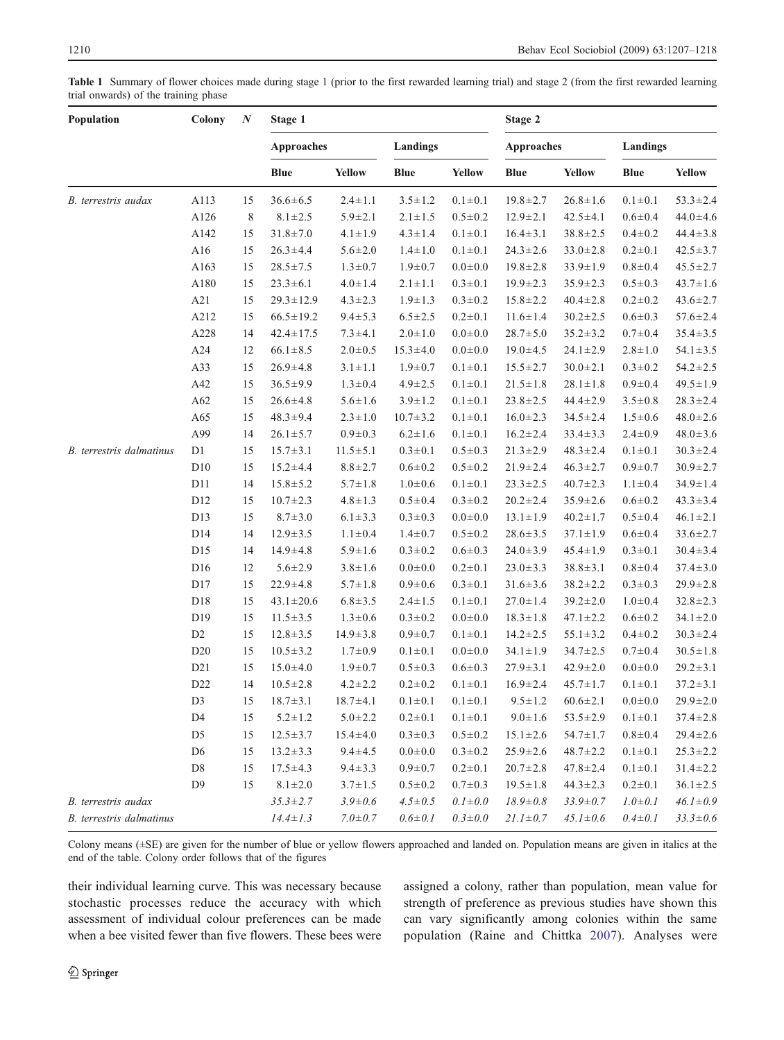**Table 1** Summary of flower choices made during stage 1 (prior to the first rewarded learning trial) and stage 2 (from the first rewarded learning trial onwards) of the training phase

| Population | Colony | *N* | Stage 1 | | | | Stage 2 | | | |
|---|---|---|---|---|---|---|---|---|---|---|
| | | | Approaches | | Landings | | Approaches | | Landings | |
| | | | Blue | Yellow | Blue | Yellow | Blue | Yellow | Blue | Yellow |
| *B. terrestris audax* | A113 | 15 | 36.6±6.5 | 2.4±1.1 | 3.5±1.2 | 0.1±0.1 | 19.8±2.7 | 26.8±1.6 | 0.1±0.1 | 53.3±2.4 |
| | A126 | 8 | 8.1±2.5 | 5.9±2.1 | 2.1±1.5 | 0.5±0.2 | 12.9±2.1 | 42.5±4.1 | 0.6±0.4 | 44.0±4.6 |
| | A142 | 15 | 31.8±7.0 | 4.1±1.9 | 4.3±1.4 | 0.1±0.1 | 16.4±3.1 | 38.8±2.5 | 0.4±0.2 | 44.4±3.8 |
| | A16 | 15 | 26.3±4.4 | 5.6±2.0 | 1.4±1.0 | 0.1±0.1 | 24.3±2.6 | 33.0±2.8 | 0.2±0.1 | 42.5±3.7 |
| | A163 | 15 | 28.5±7.5 | 1.3±0.7 | 1.9±0.7 | 0.0±0.0 | 19.8±2.8 | 33.9±1.9 | 0.8±0.4 | 45.5±2.7 |
| | A180 | 15 | 23.3±6.1 | 4.0±1.4 | 2.1±1.1 | 0.3±0.1 | 19.9±2.3 | 35.9±2.3 | 0.5±0.3 | 43.7±1.6 |
| | A21 | 15 | 29.3±12.9 | 4.3±2.3 | 1.9±1.3 | 0.3±0.2 | 15.8±2.2 | 40.4±2.8 | 0.2±0.2 | 43.6±2.7 |
| | A212 | 15 | 66.5±19.2 | 9.4±5.3 | 6.5±2.5 | 0.2±0.1 | 11.6±1.4 | 30.2±2.5 | 0.6±0.3 | 57.6±2.4 |
| | A228 | 14 | 42.4±17.5 | 7.3±4.1 | 2.0±1.0 | 0.0±0.0 | 28.7±5.0 | 35.2±3.2 | 0.7±0.4 | 35.4±3.5 |
| | A24 | 12 | 66.1±8.5 | 2.0±0.5 | 15.3±4.0 | 0.0±0.0 | 19.0±4.5 | 24.1±2.9 | 2.8±1.0 | 54.1±3.5 |
| | A33 | 15 | 26.9±4.8 | 3.1±1.1 | 1.9±0.7 | 0.1±0.1 | 15.5±2.7 | 30.0±2.1 | 0.3±0.2 | 54.2±2.5 |
| | A42 | 15 | 36.5±9.9 | 1.3±0.4 | 4.9±2.5 | 0.1±0.1 | 21.5±1.8 | 28.1±1.8 | 0.9±0.4 | 49.5±1.9 |
| | A62 | 15 | 26.6±4.8 | 5.6±1.6 | 3.9±1.2 | 0.1±0.1 | 23.8±2.5 | 44.4±2.9 | 3.5±0.8 | 28.3±2.4 |
| | A65 | 15 | 48.3±9.4 | 2.3±1.0 | 10.7±3.2 | 0.1±0.1 | 16.0±2.3 | 34.5±2.4 | 1.5±0.6 | 48.0±2.6 |
| | A99 | 14 | 26.1±5.7 | 0.9±0.3 | 6.2±1.6 | 0.1±0.1 | 16.2±2.4 | 33.4±3.3 | 2.4±0.9 | 48.0±3.6 |
| *B. terrestris dalmatinus* | D1 | 15 | 15.7±3.1 | 11.5±5.1 | 0.3±0.1 | 0.5±0.3 | 21.3±2.9 | 48.3±2.4 | 0.1±0.1 | 30.3±2.4 |
| | D10 | 15 | 15.2±4.4 | 8.8±2.7 | 0.6±0.2 | 0.5±0.2 | 21.9±2.4 | 46.3±2.7 | 0.9±0.7 | 30.9±2.7 |
| | D11 | 14 | 15.8±5.2 | 5.7±1.8 | 1.0±0.6 | 0.1±0.1 | 23.3±2.5 | 40.7±2.3 | 1.1±0.4 | 34.9±1.4 |
| | D12 | 15 | 10.7±2.3 | 4.8±1.3 | 0.5±0.4 | 0.3±0.2 | 20.2±2.4 | 35.9±2.6 | 0.6±0.2 | 43.3±3.4 |
| | D13 | 15 | 8.7±3.0 | 6.1±3.3 | 0.3±0.3 | 0.0±0.0 | 13.1±1.9 | 40.2±1.7 | 0.5±0.4 | 46.1±2.1 |
| | D14 | 14 | 12.9±3.5 | 1.1±0.4 | 1.4±0.7 | 0.5±0.2 | 28.6±3.5 | 37.1±1.9 | 0.6±0.4 | 33.6±2.7 |
| | D15 | 14 | 14.9±4.8 | 5.9±1.6 | 0.3±0.2 | 0.6±0.3 | 24.0±3.9 | 45.4±1.9 | 0.3±0.1 | 30.4±3.4 |
| | D16 | 12 | 5.6±2.9 | 3.8±1.6 | 0.0±0.0 | 0.2±0.1 | 23.0±3.3 | 38.8±3.1 | 0.8±0.4 | 37.4±3.0 |
| | D17 | 15 | 22.9±4.8 | 5.7±1.8 | 0.9±0.6 | 0.3±0.1 | 31.6±3.6 | 38.2±2.2 | 0.3±0.3 | 29.9±2.8 |
| | D18 | 15 | 43.1±20.6 | 6.8±3.5 | 2.4±1.5 | 0.1±0.1 | 27.0±1.4 | 39.2±2.0 | 1.0±0.4 | 32.8±2.3 |
| | D19 | 15 | 11.5±3.5 | 1.3±0.6 | 0.3±0.2 | 0.0±0.0 | 18.3±1.8 | 47.1±2.2 | 0.6±0.2 | 34.1±2.0 |
| | D2 | 15 | 12.8±3.5 | 14.9±3.8 | 0.9±0.7 | 0.1±0.1 | 14.2±2.5 | 55.1±3.2 | 0.4±0.2 | 30.3±2.4 |
| | D20 | 15 | 10.5±3.2 | 1.7±0.9 | 0.1±0.1 | 0.0±0.0 | 34.1±1.9 | 34.7±2.5 | 0.7±0.4 | 30.5±1.8 |
| | D21 | 15 | 15.0±4.0 | 1.9±0.7 | 0.5±0.3 | 0.6±0.3 | 27.9±3.1 | 42.9±2.0 | 0.0±0.0 | 29.2±3.1 |
| | D22 | 14 | 10.5±2.8 | 4.2±2.2 | 0.2±0.2 | 0.1±0.1 | 16.9±2.4 | 45.7±1.7 | 0.1±0.1 | 37.2±3.1 |
| | D3 | 15 | 18.7±3.1 | 18.7±4.1 | 0.1±0.1 | 0.1±0.1 | 9.5±1.2 | 60.6±2.1 | 0.0±0.0 | 29.9±2.0 |
| | D4 | 15 | 5.2±1.2 | 5.0±2.2 | 0.2±0.1 | 0.1±0.1 | 9.0±1.6 | 53.5±2.9 | 0.1±0.1 | 37.4±2.8 |
| | D5 | 15 | 12.5±3.7 | 15.4±4.0 | 0.3±0.3 | 0.5±0.2 | 15.1±2.6 | 54.7±1.7 | 0.8±0.4 | 29.4±2.6 |
| | D6 | 15 | 13.2±3.3 | 9.4±4.5 | 0.0±0.0 | 0.3±0.2 | 25.9±2.6 | 48.7±2.2 | 0.1±0.1 | 25.3±2.2 |
| | D8 | 15 | 17.5±4.3 | 9.4±3.3 | 0.9±0.7 | 0.2±0.1 | 20.7±2.8 | 47.8±2.4 | 0.1±0.1 | 31.4±2.2 |
| | D9 | 15 | 8.1±2.0 | 3.7±1.5 | 0.5±0.2 | 0.7±0.3 | 19.5±1.8 | 44.3±2.3 | 0.2±0.1 | 36.1±2.5 |
| *B. terrestris audax* | | | *35.3±2.7* | *3.9±0.6* | *4.5±0.5* | *0.1±0.0* | *18.9±0.8* | *33.9±0.7* | *1.0±0.1* | *46.1±0.9* |
| *B. terrestris dalmatinus* | | | *14.4±1.3* | *7.0±0.7* | *0.6±0.1* | *0.3±0.0* | *21.1±0.7* | *45.1±0.6* | *0.4±0.1* | *33.3±0.6* |

Colony means (±SE) are given for the number of blue or yellow flowers approached and landed on. Population means are given in italics at the end of the table. Colony order follows that of the figures

their individual learning curve. This was necessary because stochastic processes reduce the accuracy with which assessment of individual colour preferences can be made when a bee visited fewer than five flowers. These bees were assigned a colony, rather than population, mean value for strength of preference as previous studies have shown this can vary significantly among colonies within the same population (Raine and Chittka 2007). Analyses were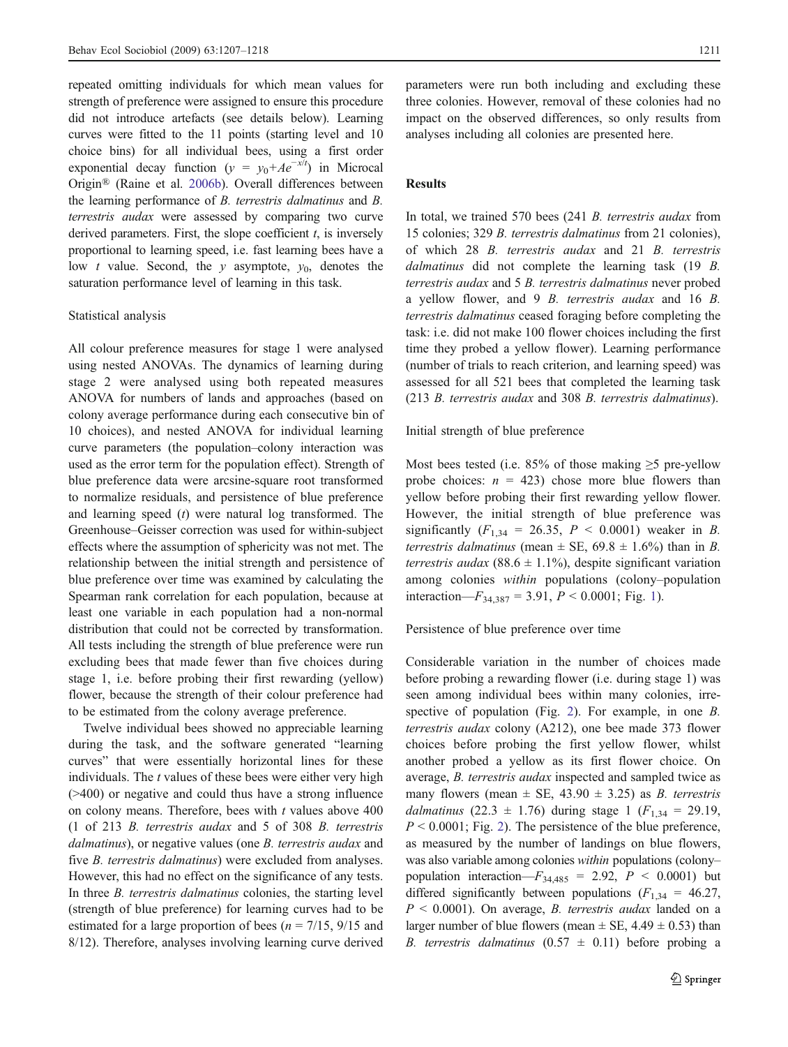repeated omitting individuals for which mean values for strength of preference were assigned to ensure this procedure did not introduce artefacts (see details below). Learning curves were fitted to the 11 points (starting level and 10 choice bins) for all individual bees, using a first order exponential decay function ($y = y_0 + Ae^{-x/t}$) in Microcal Origin® (Raine et al. 2006b). Overall differences between the learning performance of *B. terrestris dalmatinus* and *B. terrestris audax* were assessed by comparing two curve derived parameters. First, the slope coefficient $t$, is inversely proportional to learning speed, i.e. fast learning bees have a low $t$ value. Second, the $y$ asymptote, $y_0$, denotes the saturation performance level of learning in this task.

### Statistical analysis

All colour preference measures for stage 1 were analysed using nested ANOVAs. The dynamics of learning during stage 2 were analysed using both repeated measures ANOVA for numbers of lands and approaches (based on colony average performance during each consecutive bin of 10 choices), and nested ANOVA for individual learning curve parameters (the population–colony interaction was used as the error term for the population effect). Strength of blue preference data were arcsine-square root transformed to normalize residuals, and persistence of blue preference and learning speed ($t$) were natural log transformed. The Greenhouse–Geisser correction was used for within-subject effects where the assumption of sphericity was not met. The relationship between the initial strength and persistence of blue preference over time was examined by calculating the Spearman rank correlation for each population, because at least one variable in each population had a non-normal distribution that could not be corrected by transformation. All tests including the strength of blue preference were run excluding bees that made fewer than five choices during stage 1, i.e. before probing their first rewarding (yellow) flower, because the strength of their colour preference had to be estimated from the colony average preference.

Twelve individual bees showed no appreciable learning during the task, and the software generated "learning curves" that were essentially horizontal lines for these individuals. The $t$ values of these bees were either very high (>400) or negative and could thus have a strong influence on colony means. Therefore, bees with $t$ values above 400 (1 of 213 *B. terrestris audax* and 5 of 308 *B. terrestris dalmatinus*), or negative values (one *B. terrestris audax* and five *B. terrestris dalmatinus*) were excluded from analyses. However, this had no effect on the significance of any tests. In three *B. terrestris dalmatinus* colonies, the starting level (strength of blue preference) for learning curves had to be estimated for a large proportion of bees ($n = 7/15$, $9/15$ and $8/12$). Therefore, analyses involving learning curve derived parameters were run both including and excluding these three colonies. However, removal of these colonies had no impact on the observed differences, so only results from analyses including all colonies are presented here.

## Results

In total, we trained 570 bees (241 *B. terrestris audax* from 15 colonies; 329 *B. terrestris dalmatinus* from 21 colonies), of which 28 *B. terrestris audax* and 21 *B. terrestris dalmatinus* did not complete the learning task (19 *B. terrestris audax* and 5 *B. terrestris dalmatinus* never probed a yellow flower, and 9 *B. terrestris audax* and 16 *B. terrestris dalmatinus* ceased foraging before completing the task: i.e. did not make 100 flower choices including the first time they probed a yellow flower). Learning performance (number of trials to reach criterion, and learning speed) was assessed for all 521 bees that completed the learning task (213 *B. terrestris audax* and 308 *B. terrestris dalmatinus*).

### Initial strength of blue preference

Most bees tested (i.e. 85% of those making ≥5 pre-yellow probe choices: $n = 423$) chose more blue flowers than yellow before probing their first rewarding yellow flower. However, the initial strength of blue preference was significantly ($F_{1,34} = 26.35$, $P < 0.0001$) weaker in *B. terrestris dalmatinus* (mean ± SE, 69.8 ± 1.6%) than in *B. terrestris audax* (88.6 ± 1.1%), despite significant variation among colonies *within* populations (colony–population interaction—$F_{34,387} = 3.91$, $P < 0.0001$; Fig. 1).

### Persistence of blue preference over time

Considerable variation in the number of choices made before probing a rewarding flower (i.e. during stage 1) was seen among individual bees within many colonies, irrespective of population (Fig. 2). For example, in one *B. terrestris audax* colony (A212), one bee made 373 flower choices before probing the first yellow flower, whilst another probed a yellow as its first flower choice. On average, *B. terrestris audax* inspected and sampled twice as many flowers (mean ± SE, 43.90 ± 3.25) as *B. terrestris dalmatinus* (22.3 ± 1.76) during stage 1 ($F_{1,34} = 29.19$, $P < 0.0001$; Fig. 2). The persistence of the blue preference, as measured by the number of landings on blue flowers, was also variable among colonies *within* populations (colony–population interaction—$F_{34,485} = 2.92$, $P < 0.0001$) but differed significantly between populations ($F_{1,34} = 46.27$, $P < 0.0001$). On average, *B. terrestris audax* landed on a larger number of blue flowers (mean ± SE, 4.49 ± 0.53) than *B. terrestris dalmatinus* (0.57 ± 0.11) before probing a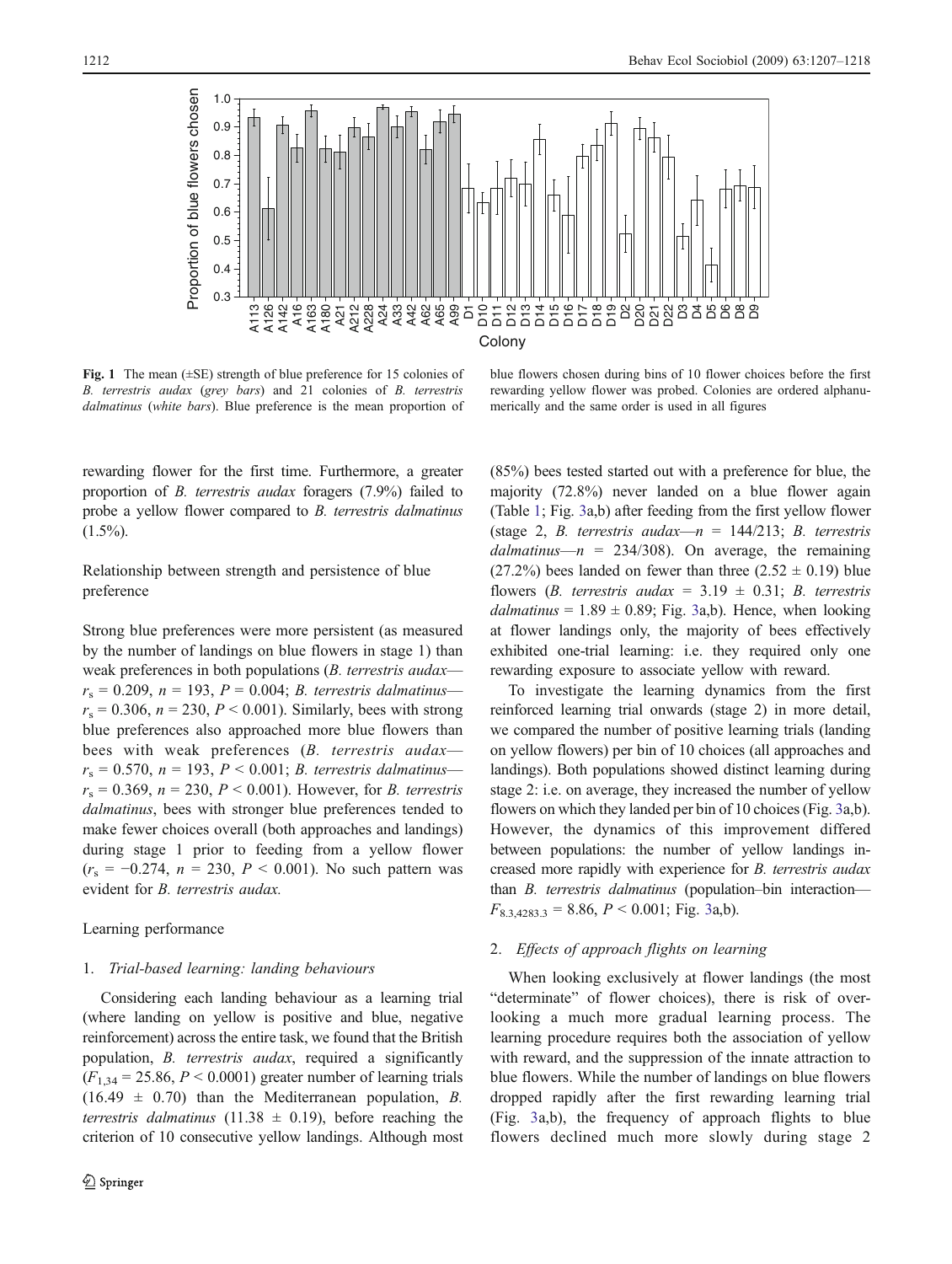Fig. 1 The mean (±SE) strength of blue preference for 15 colonies of *B. terrestris audax* (*grey bars*) and 21 colonies of *B. terrestris dalmatinus* (*white bars*). Blue preference is the mean proportion of blue flowers chosen during bins of 10 flower choices before the first rewarding yellow flower was probed. Colonies are ordered alphanumerically and the same order is used in all figures

rewarding flower for the first time. Furthermore, a greater proportion of *B. terrestris audax* foragers (7.9%) failed to probe a yellow flower compared to *B. terrestris dalmatinus* (1.5%).

## Relationship between strength and persistence of blue preference

Strong blue preferences were more persistent (as measured by the number of landings on blue flowers in stage 1) than weak preferences in both populations (*B. terrestris audax*—$r_s = 0.209$, $n = 193$, $P = 0.004$; *B. terrestris dalmatinus*—$r_s = 0.306$, $n = 230$, $P < 0.001$). Similarly, bees with strong blue preferences also approached more blue flowers than bees with weak preferences (*B. terrestris audax*—$r_s = 0.570$, $n = 193$, $P < 0.001$; *B. terrestris dalmatinus*—$r_s = 0.369$, $n = 230$, $P < 0.001$). However, for *B. terrestris dalmatinus*, bees with stronger blue preferences tended to make fewer choices overall (both approaches and landings) during stage 1 prior to feeding from a yellow flower ($r_s = -0.274$, $n = 230$, $P < 0.001$). No such pattern was evident for *B. terrestris audax.*

## Learning performance

### 1. *Trial-based learning: landing behaviours*

Considering each landing behaviour as a learning trial (where landing on yellow is positive and blue, negative reinforcement) across the entire task, we found that the British population, *B. terrestris audax*, required a significantly ($F_{1,34} = 25.86$, $P < 0.0001$) greater number of learning trials ($16.49 \pm 0.70$) than the Mediterranean population, *B. terrestris dalmatinus* ($11.38 \pm 0.19$), before reaching the criterion of 10 consecutive yellow landings. Although most (85%) bees tested started out with a preference for blue, the majority (72.8%) never landed on a blue flower again (Table 1; Fig. 3a,b) after feeding from the first yellow flower (stage 2, *B. terrestris audax*—$n = 144/213$; *B. terrestris dalmatinus*—$n = 234/308$). On average, the remaining (27.2%) bees landed on fewer than three ($2.52 \pm 0.19$) blue flowers (*B. terrestris audax* = $3.19 \pm 0.31$; *B. terrestris dalmatinus* = $1.89 \pm 0.89$; Fig. 3a,b). Hence, when looking at flower landings only, the majority of bees effectively exhibited one-trial learning: i.e. they required only one rewarding exposure to associate yellow with reward.

To investigate the learning dynamics from the first reinforced learning trial onwards (stage 2) in more detail, we compared the number of positive learning trials (landing on yellow flowers) per bin of 10 choices (all approaches and landings). Both populations showed distinct learning during stage 2: i.e. on average, they increased the number of yellow flowers on which they landed per bin of 10 choices (Fig. 3a,b). However, the dynamics of this improvement differed between populations: the number of yellow landings increased more rapidly with experience for *B. terrestris audax* than *B. terrestris dalmatinus* (population–bin interaction—$F_{8.3,4283.3} = 8.86$, $P < 0.001$; Fig. 3a,b).

### 2. *Effects of approach flights on learning*

When looking exclusively at flower landings (the most "determinate" of flower choices), there is risk of overlooking a much more gradual learning process. The learning procedure requires both the association of yellow with reward, and the suppression of the innate attraction to blue flowers. While the number of landings on blue flowers dropped rapidly after the first rewarding learning trial (Fig. 3a,b), the frequency of approach flights to blue flowers declined much more slowly during stage 2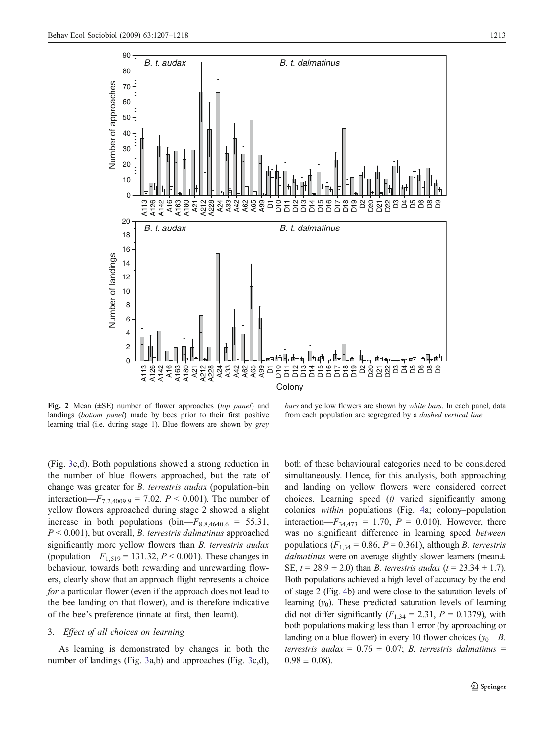Fig. 2 Mean (±SE) number of flower approaches (*top panel*) and landings (*bottom panel*) made by bees prior to their first positive learning trial (i.e. during stage 1). Blue flowers are shown by *grey bars* and yellow flowers are shown by *white bars*. In each panel, data from each population are segregated by a *dashed vertical line*

(Fig. 3c,d). Both populations showed a strong reduction in the number of blue flowers approached, but the rate of change was greater for *B. terrestris audax* (population–bin interaction—$F_{7.2,4009.9} = 7.02$, $P < 0.001$). The number of yellow flowers approached during stage 2 showed a slight increase in both populations (bin—$F_{8.8,4640.6} = 55.31$, $P < 0.001$), but overall, *B. terrestris dalmatinus* approached significantly more yellow flowers than *B. terrestris audax* (population—$F_{1,519} = 131.32$, $P < 0.001$). These changes in behaviour, towards both rewarding and unrewarding flowers, clearly show that an approach flight represents a choice *for* a particular flower (even if the approach does not lead to the bee landing on that flower), and is therefore indicative of the bee's preference (innate at first, then learnt).

3. *Effect of all choices on learning*

As learning is demonstrated by changes in both the number of landings (Fig. 3a,b) and approaches (Fig. 3c,d), both of these behavioural categories need to be considered simultaneously. Hence, for this analysis, both approaching and landing on yellow flowers were considered correct choices. Learning speed ($t$) varied significantly among colonies *within* populations (Fig. 4a; colony–population interaction—$F_{34,473} = 1.70$, $P = 0.010$). However, there was no significant difference in learning speed *between* populations ($F_{1,34} = 0.86$, $P = 0.361$), although *B. terrestris dalmatinus* were on average slightly slower learners (mean± SE, $t = 28.9 \pm 2.0$) than *B. terrestris audax* ($t = 23.34 \pm 1.7$). Both populations achieved a high level of accuracy by the end of stage 2 (Fig. 4b) and were close to the saturation levels of learning ($y_0$). These predicted saturation levels of learning did not differ significantly ($F_{1,34} = 2.31$, $P = 0.1379$), with both populations making less than 1 error (by approaching or landing on a blue flower) in every 10 flower choices ($y_0$—*B. terrestris audax* = $0.76 \pm 0.07$; *B. terrestris dalmatinus* = $0.98 \pm 0.08$).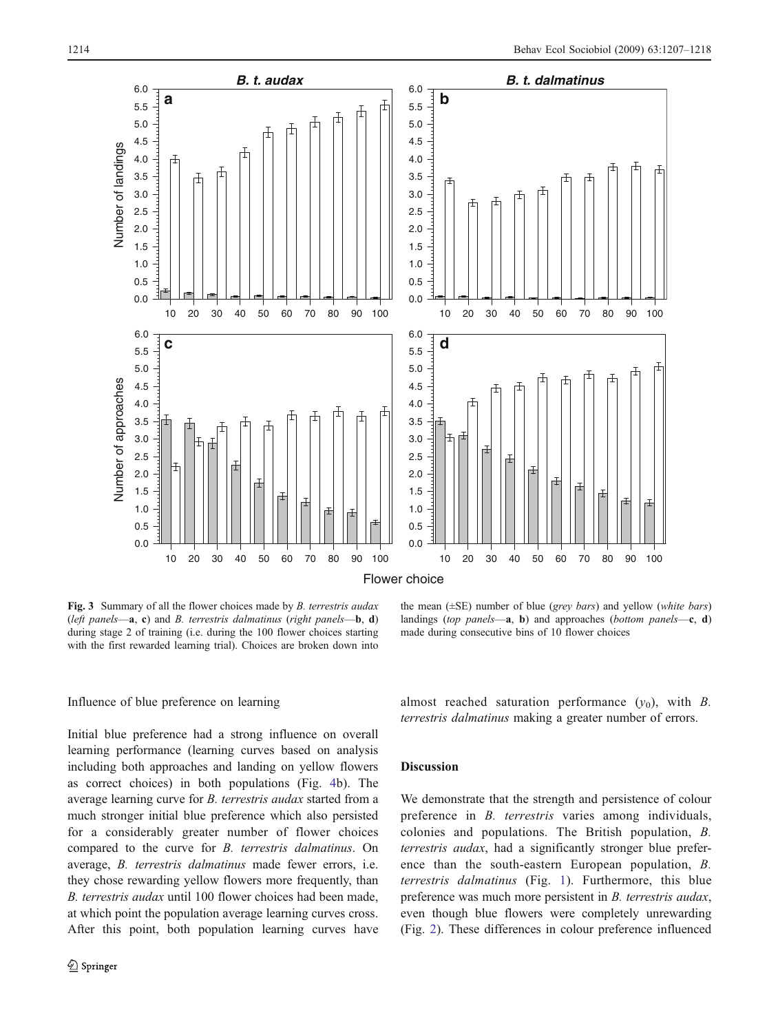**Fig. 3** Summary of all the flower choices made by *B. terrestris audax* (*left panels*—**a**, **c**) and *B. terrestris dalmatinus* (*right panels*—**b**, **d**) during stage 2 of training (i.e. during the 100 flower choices starting with the first rewarded learning trial). Choices are broken down into the mean (±SE) number of blue (*grey bars*) and yellow (*white bars*) landings (*top panels*—**a**, **b**) and approaches (*bottom panels*—**c**, **d**) made during consecutive bins of 10 flower choices

Influence of blue preference on learning

Initial blue preference had a strong influence on overall learning performance (learning curves based on analysis including both approaches and landing on yellow flowers as correct choices) in both populations (Fig. 4b). The average learning curve for *B. terrestris audax* started from a much stronger initial blue preference which also persisted for a considerably greater number of flower choices compared to the curve for *B. terrestris dalmatinus*. On average, *B. terrestris dalmatinus* made fewer errors, i.e. they chose rewarding yellow flowers more frequently, than *B. terrestris audax* until 100 flower choices had been made, at which point the population average learning curves cross. After this point, both population learning curves have almost reached saturation performance ($y_0$), with *B. terrestris dalmatinus* making a greater number of errors.

## Discussion

We demonstrate that the strength and persistence of colour preference in *B. terrestris* varies among individuals, colonies and populations. The British population, *B. terrestris audax*, had a significantly stronger blue preference than the south-eastern European population, *B. terrestris dalmatinus* (Fig. 1). Furthermore, this blue preference was much more persistent in *B. terrestris audax*, even though blue flowers were completely unrewarding (Fig. 2). These differences in colour preference influenced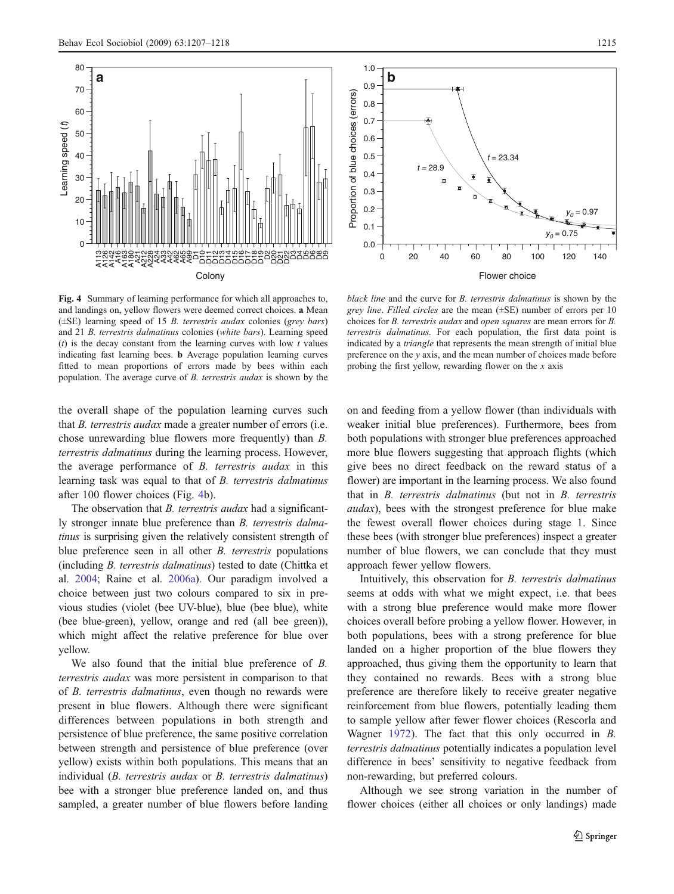a

Learning speed (t)

80
70
60
50
40
30
20
10
0

A113 A126 A142 A16 A163 A180 A21 A212 A228 A24 A33 A42 A62 A65 A99 D1 D10 D11 D12 D13 D14 D15 D16 D17 D18 D19 D2 D20 D21 D22 D3 D4 D5 D6 D8 D9

Colony

b

Proportion of blue choices (errors)

1.0
0.9
0.8
0.7
0.6
0.5
0.4
0.3
0.2
0.1
0.0

t = 23.34

t = 28.9

$y_0$ = 0.97

$y_0$ = 0.75

0 20 40 60 80 100 120 140

Flower choice

**Fig. 4** Summary of learning performance for which all approaches to, and landings on, yellow flowers were deemed correct choices. **a** Mean (±SE) learning speed of 15 *B. terrestris audax* colonies (*grey bars*) and 21 *B. terrestris dalmatinus* colonies (*white bars*). Learning speed (*t*) is the decay constant from the learning curves with low *t* values indicating fast learning bees. **b** Average population learning curves fitted to mean proportions of errors made by bees within each population. The average curve of *B. terrestris audax* is shown by the *black line* and the curve for *B. terrestris dalmatinus* is shown by the *grey line*. *Filled circles* are the mean (±SE) number of errors per 10 choices for *B. terrestris audax* and *open squares* are mean errors for *B. terrestris dalmatinus.* For each population, the first data point is indicated by a *triangle* that represents the mean strength of initial blue preference on the *y* axis, and the mean number of choices made before probing the first yellow, rewarding flower on the *x* axis

the overall shape of the population learning curves such that *B. terrestris audax* made a greater number of errors (i.e. chose unrewarding blue flowers more frequently) than *B. terrestris dalmatinus* during the learning process. However, the average performance of *B. terrestris audax* in this learning task was equal to that of *B. terrestris dalmatinus* after 100 flower choices (Fig. 4b).

The observation that *B. terrestris audax* had a significantly stronger innate blue preference than *B. terrestris dalmatinus* is surprising given the relatively consistent strength of blue preference seen in all other *B. terrestris* populations (including *B. terrestris dalmatinus*) tested to date (Chittka et al. 2004; Raine et al. 2006a). Our paradigm involved a choice between just two colours compared to six in previous studies (violet (bee UV-blue), blue (bee blue), white (bee blue-green), yellow, orange and red (all bee green)), which might affect the relative preference for blue over yellow.

We also found that the initial blue preference of *B. terrestris audax* was more persistent in comparison to that of *B. terrestris dalmatinus*, even though no rewards were present in blue flowers. Although there were significant differences between populations in both strength and persistence of blue preference, the same positive correlation between strength and persistence of blue preference (over yellow) exists within both populations. This means that an individual (*B. terrestris audax* or *B. terrestris dalmatinus*) bee with a stronger blue preference landed on, and thus sampled, a greater number of blue flowers before landing on and feeding from a yellow flower (than individuals with weaker initial blue preferences). Furthermore, bees from both populations with stronger blue preferences approached more blue flowers suggesting that approach flights (which give bees no direct feedback on the reward status of a flower) are important in the learning process. We also found that in *B. terrestris dalmatinus* (but not in *B. terrestris audax*), bees with the strongest preference for blue make the fewest overall flower choices during stage 1. Since these bees (with stronger blue preferences) inspect a greater number of blue flowers, we can conclude that they must approach fewer yellow flowers.

Intuitively, this observation for *B. terrestris dalmatinus* seems at odds with what we might expect, i.e. that bees with a strong blue preference would make more flower choices overall before probing a yellow flower. However, in both populations, bees with a strong preference for blue landed on a higher proportion of the blue flowers they approached, thus giving them the opportunity to learn that they contained no rewards. Bees with a strong blue preference are therefore likely to receive greater negative reinforcement from blue flowers, potentially leading them to sample yellow after fewer flower choices (Rescorla and Wagner 1972). The fact that this only occurred in *B. terrestris dalmatinus* potentially indicates a population level difference in bees' sensitivity to negative feedback from non-rewarding, but preferred colours.

Although we see strong variation in the number of flower choices (either all choices or only landings) made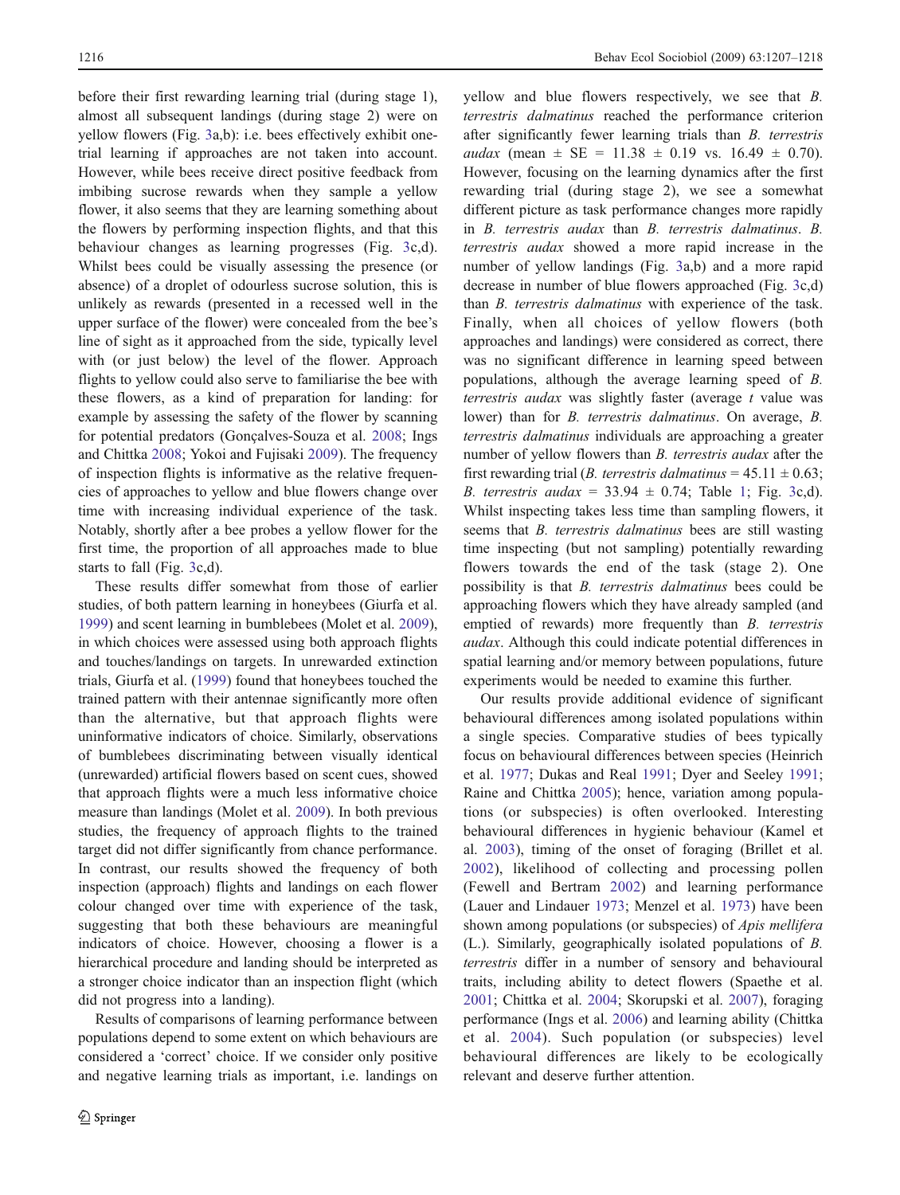before their first rewarding learning trial (during stage 1), almost all subsequent landings (during stage 2) were on yellow flowers (Fig. 3a,b): i.e. bees effectively exhibit one-trial learning if approaches are not taken into account. However, while bees receive direct positive feedback from imbibing sucrose rewards when they sample a yellow flower, it also seems that they are learning something about the flowers by performing inspection flights, and that this behaviour changes as learning progresses (Fig. 3c,d). Whilst bees could be visually assessing the presence (or absence) of a droplet of odourless sucrose solution, this is unlikely as rewards (presented in a recessed well in the upper surface of the flower) were concealed from the bee's line of sight as it approached from the side, typically level with (or just below) the level of the flower. Approach flights to yellow could also serve to familiarise the bee with these flowers, as a kind of preparation for landing: for example by assessing the safety of the flower by scanning for potential predators (Gonçalves-Souza et al. 2008; Ings and Chittka 2008; Yokoi and Fujisaki 2009). The frequency of inspection flights is informative as the relative frequencies of approaches to yellow and blue flowers change over time with increasing individual experience of the task. Notably, shortly after a bee probes a yellow flower for the first time, the proportion of all approaches made to blue starts to fall (Fig. 3c,d).

These results differ somewhat from those of earlier studies, of both pattern learning in honeybees (Giurfa et al. 1999) and scent learning in bumblebees (Molet et al. 2009), in which choices were assessed using both approach flights and touches/landings on targets. In unrewarded extinction trials, Giurfa et al. (1999) found that honeybees touched the trained pattern with their antennae significantly more often than the alternative, but that approach flights were uninformative indicators of choice. Similarly, observations of bumblebees discriminating between visually identical (unrewarded) artificial flowers based on scent cues, showed that approach flights were a much less informative choice measure than landings (Molet et al. 2009). In both previous studies, the frequency of approach flights to the trained target did not differ significantly from chance performance. In contrast, our results showed the frequency of both inspection (approach) flights and landings on each flower colour changed over time with experience of the task, suggesting that both these behaviours are meaningful indicators of choice. However, choosing a flower is a hierarchical procedure and landing should be interpreted as a stronger choice indicator than an inspection flight (which did not progress into a landing).

Results of comparisons of learning performance between populations depend to some extent on which behaviours are considered a 'correct' choice. If we consider only positive and negative learning trials as important, i.e. landings on yellow and blue flowers respectively, we see that *B. terrestris dalmatinus* reached the performance criterion after significantly fewer learning trials than *B. terrestris audax* (mean ± SE = 11.38 ± 0.19 vs. 16.49 ± 0.70). However, focusing on the learning dynamics after the first rewarding trial (during stage 2), we see a somewhat different picture as task performance changes more rapidly in *B. terrestris audax* than *B. terrestris dalmatinus*. *B. terrestris audax* showed a more rapid increase in the number of yellow landings (Fig. 3a,b) and a more rapid decrease in number of blue flowers approached (Fig. 3c,d) than *B. terrestris dalmatinus* with experience of the task. Finally, when all choices of yellow flowers (both approaches and landings) were considered as correct, there was no significant difference in learning speed between populations, although the average learning speed of *B. terrestris audax* was slightly faster (average *t* value was lower) than for *B. terrestris dalmatinus*. On average, *B. terrestris dalmatinus* individuals are approaching a greater number of yellow flowers than *B. terrestris audax* after the first rewarding trial (*B. terrestris dalmatinus* = 45.11 ± 0.63; *B. terrestris audax* = 33.94 ± 0.74; Table 1; Fig. 3c,d). Whilst inspecting takes less time than sampling flowers, it seems that *B. terrestris dalmatinus* bees are still wasting time inspecting (but not sampling) potentially rewarding flowers towards the end of the task (stage 2). One possibility is that *B. terrestris dalmatinus* bees could be approaching flowers which they have already sampled (and emptied of rewards) more frequently than *B. terrestris audax*. Although this could indicate potential differences in spatial learning and/or memory between populations, future experiments would be needed to examine this further.

Our results provide additional evidence of significant behavioural differences among isolated populations within a single species. Comparative studies of bees typically focus on behavioural differences between species (Heinrich et al. 1977; Dukas and Real 1991; Dyer and Seeley 1991; Raine and Chittka 2005); hence, variation among populations (or subspecies) is often overlooked. Interesting behavioural differences in hygienic behaviour (Kamel et al. 2003), timing of the onset of foraging (Brillet et al. 2002), likelihood of collecting and processing pollen (Fewell and Bertram 2002) and learning performance (Lauer and Lindauer 1973; Menzel et al. 1973) have been shown among populations (or subspecies) of *Apis mellifera* (L.). Similarly, geographically isolated populations of *B. terrestris* differ in a number of sensory and behavioural traits, including ability to detect flowers (Spaethe et al. 2001; Chittka et al. 2004; Skorupski et al. 2007), foraging performance (Ings et al. 2006) and learning ability (Chittka et al. 2004). Such population (or subspecies) level behavioural differences are likely to be ecologically relevant and deserve further attention.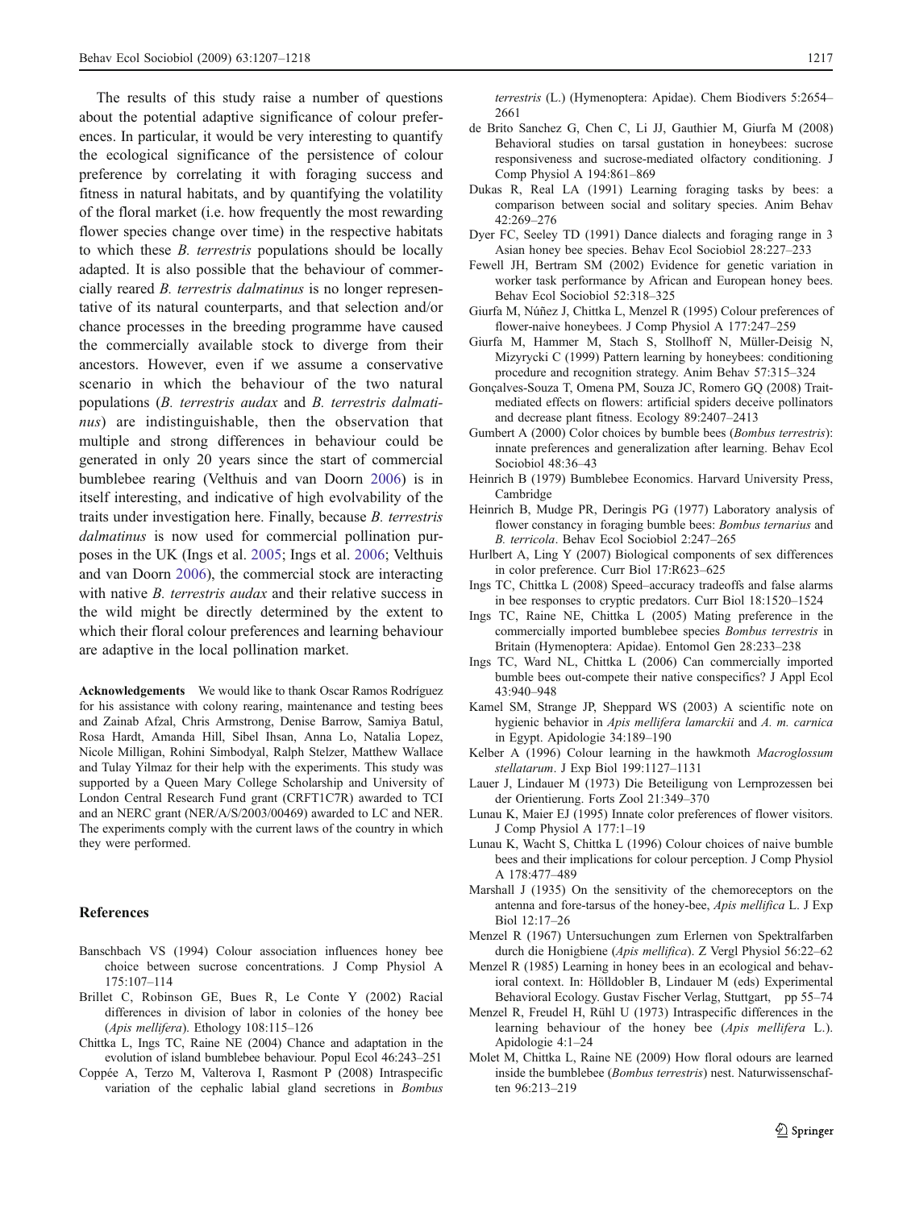The results of this study raise a number of questions about the potential adaptive significance of colour preferences. In particular, it would be very interesting to quantify the ecological significance of the persistence of colour preference by correlating it with foraging success and fitness in natural habitats, and by quantifying the volatility of the floral market (i.e. how frequently the most rewarding flower species change over time) in the respective habitats to which these *B. terrestris* populations should be locally adapted. It is also possible that the behaviour of commercially reared *B. terrestris dalmatinus* is no longer representative of its natural counterparts, and that selection and/or chance processes in the breeding programme have caused the commercially available stock to diverge from their ancestors. However, even if we assume a conservative scenario in which the behaviour of the two natural populations (*B. terrestris audax* and *B. terrestris dalmatinus*) are indistinguishable, then the observation that multiple and strong differences in behaviour could be generated in only 20 years since the start of commercial bumblebee rearing (Velthuis and van Doorn 2006) is in itself interesting, and indicative of high evolvability of the traits under investigation here. Finally, because *B. terrestris dalmatinus* is now used for commercial pollination purposes in the UK (Ings et al. 2005; Ings et al. 2006; Velthuis and van Doorn 2006), the commercial stock are interacting with native *B. terrestris audax* and their relative success in the wild might be directly determined by the extent to which their floral colour preferences and learning behaviour are adaptive in the local pollination market.

**Acknowledgements** We would like to thank Oscar Ramos Rodríguez for his assistance with colony rearing, maintenance and testing bees and Zainab Afzal, Chris Armstrong, Denise Barrow, Samiya Batul, Rosa Hardt, Amanda Hill, Sibel Ihsan, Anna Lo, Natalia Lopez, Nicole Milligan, Rohini Simbodyal, Ralph Stelzer, Matthew Wallace and Tulay Yilmaz for their help with the experiments. This study was supported by a Queen Mary College Scholarship and University of London Central Research Fund grant (CRFT1C7R) awarded to TCI and an NERC grant (NER/A/S/2003/00469) awarded to LC and NER. The experiments comply with the current laws of the country in which they were performed.

## References

Banschbach VS (1994) Colour association influences honey bee choice between sucrose concentrations. J Comp Physiol A 175:107–114

Brillet C, Robinson GE, Bues R, Le Conte Y (2002) Racial differences in division of labor in colonies of the honey bee (*Apis mellifera*). Ethology 108:115–126

Chittka L, Ings TC, Raine NE (2004) Chance and adaptation in the evolution of island bumblebee behaviour. Popul Ecol 46:243–251

Coppée A, Terzo M, Valterova I, Rasmont P (2008) Intraspecific variation of the cephalic labial gland secretions in *Bombus terrestris* (L.) (Hymenoptera: Apidae). Chem Biodivers 5:2654–2661

de Brito Sanchez G, Chen C, Li JJ, Gauthier M, Giurfa M (2008) Behavioral studies on tarsal gustation in honeybees: sucrose responsiveness and sucrose-mediated olfactory conditioning. J Comp Physiol A 194:861–869

Dukas R, Real LA (1991) Learning foraging tasks by bees: a comparison between social and solitary species. Anim Behav 42:269–276

Dyer FC, Seeley TD (1991) Dance dialects and foraging range in 3 Asian honey bee species. Behav Ecol Sociobiol 28:227–233

Fewell JH, Bertram SM (2002) Evidence for genetic variation in worker task performance by African and European honey bees. Behav Ecol Sociobiol 52:318–325

Giurfa M, Núñez J, Chittka L, Menzel R (1995) Colour preferences of flower-naive honeybees. J Comp Physiol A 177:247–259

Giurfa M, Hammer M, Stach S, Stollhoff N, Müller-Deisig N, Mizyrycki C (1999) Pattern learning by honeybees: conditioning procedure and recognition strategy. Anim Behav 57:315–324

Gonçalves-Souza T, Omena PM, Souza JC, Romero GQ (2008) Trait-mediated effects on flowers: artificial spiders deceive pollinators and decrease plant fitness. Ecology 89:2407–2413

Gumbert A (2000) Color choices by bumble bees (*Bombus terrestris*): innate preferences and generalization after learning. Behav Ecol Sociobiol 48:36–43

Heinrich B (1979) Bumblebee Economics. Harvard University Press, Cambridge

Heinrich B, Mudge PR, Deringis PG (1977) Laboratory analysis of flower constancy in foraging bumble bees: *Bombus ternarius* and *B. terricola*. Behav Ecol Sociobiol 2:247–265

Hurlbert A, Ling Y (2007) Biological components of sex differences in color preference. Curr Biol 17:R623–625

Ings TC, Chittka L (2008) Speed–accuracy tradeoffs and false alarms in bee responses to cryptic predators. Curr Biol 18:1520–1524

Ings TC, Raine NE, Chittka L (2005) Mating preference in the commercially imported bumblebee species *Bombus terrestris* in Britain (Hymenoptera: Apidae). Entomol Gen 28:233–238

Ings TC, Ward NL, Chittka L (2006) Can commercially imported bumble bees out-compete their native conspecifics? J Appl Ecol 43:940–948

Kamel SM, Strange JP, Sheppard WS (2003) A scientific note on hygienic behavior in *Apis mellifera lamarckii* and *A. m. carnica* in Egypt. Apidologie 34:189–190

Kelber A (1996) Colour learning in the hawkmoth *Macroglossum stellatarum*. J Exp Biol 199:1127–1131

Lauer J, Lindauer M (1973) Die Beteiligung von Lernprozessen bei der Orientierung. Forts Zool 21:349–370

Lunau K, Maier EJ (1995) Innate color preferences of flower visitors. J Comp Physiol A 177:1–19

Lunau K, Wacht S, Chittka L (1996) Colour choices of naive bumble bees and their implications for colour perception. J Comp Physiol A 178:477–489

Marshall J (1935) On the sensitivity of the chemoreceptors on the antenna and fore-tarsus of the honey-bee, *Apis mellifica* L. J Exp Biol 12:17–26

Menzel R (1967) Untersuchungen zum Erlernen von Spektralfarben durch die Honigbiene (*Apis mellifica*). Z Vergl Physiol 56:22–62

Menzel R (1985) Learning in honey bees in an ecological and behavioral context. In: Hölldobler B, Lindauer M (eds) Experimental Behavioral Ecology. Gustav Fischer Verlag, Stuttgart, pp 55–74

Menzel R, Freudel H, Rühl U (1973) Intraspecific differences in the learning behaviour of the honey bee (*Apis mellifera* L.). Apidologie 4:1–24

Molet M, Chittka L, Raine NE (2009) How floral odours are learned inside the bumblebee (*Bombus terrestris*) nest. Naturwissenschaften 96:213–219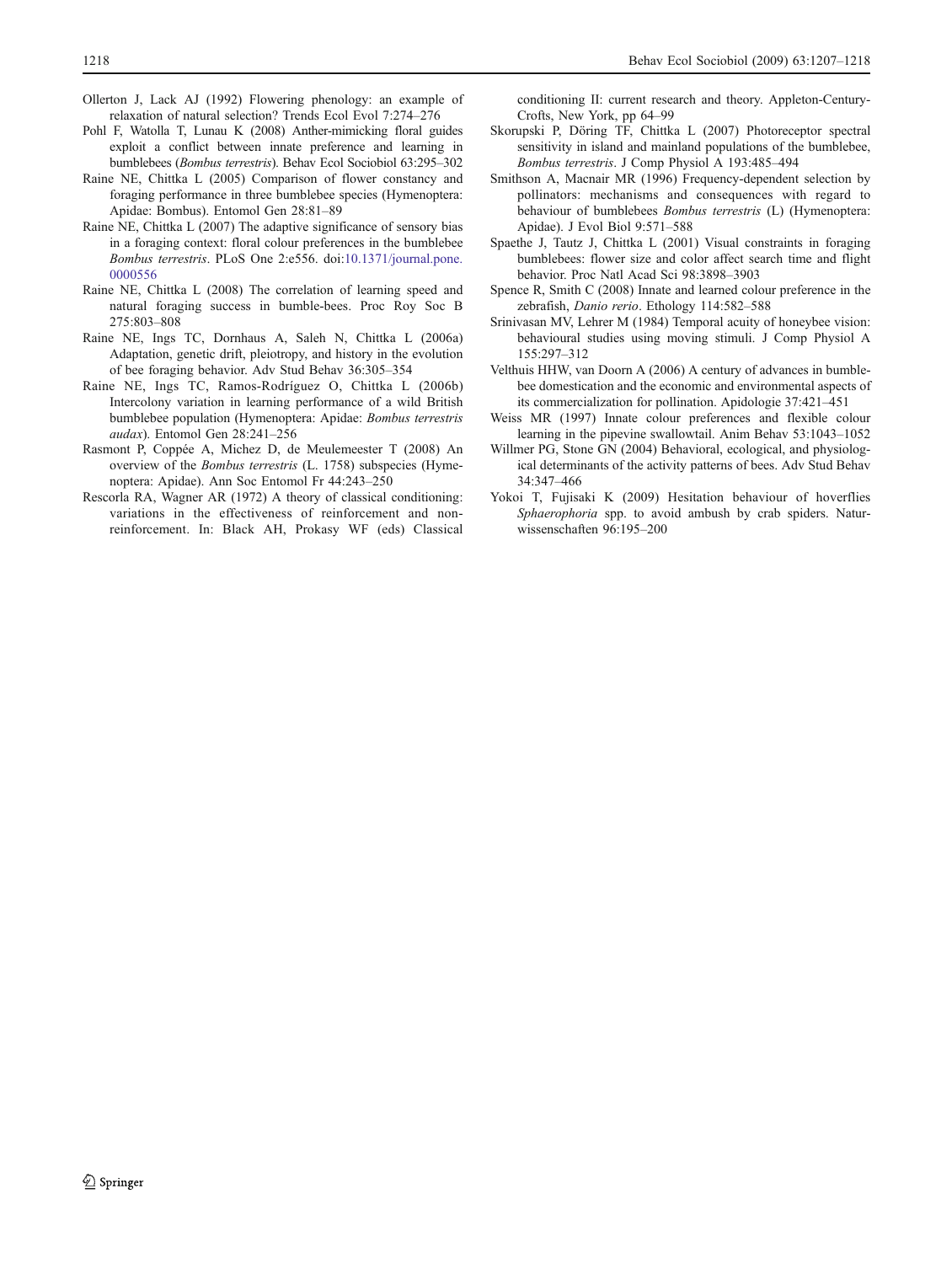Ollerton J, Lack AJ (1992) Flowering phenology: an example of relaxation of natural selection? Trends Ecol Evol 7:274–276

Pohl F, Watolla T, Lunau K (2008) Anther-mimicking floral guides exploit a conflict between innate preference and learning in bumblebees (*Bombus terrestris*). Behav Ecol Sociobiol 63:295–302

Raine NE, Chittka L (2005) Comparison of flower constancy and foraging performance in three bumblebee species (Hymenoptera: Apidae: Bombus). Entomol Gen 28:81–89

Raine NE, Chittka L (2007) The adaptive significance of sensory bias in a foraging context: floral colour preferences in the bumblebee *Bombus terrestris*. PLoS One 2:e556. doi:10.1371/journal.pone.0000556

Raine NE, Chittka L (2008) The correlation of learning speed and natural foraging success in bumble-bees. Proc Roy Soc B 275:803–808

Raine NE, Ings TC, Dornhaus A, Saleh N, Chittka L (2006a) Adaptation, genetic drift, pleiotropy, and history in the evolution of bee foraging behavior. Adv Stud Behav 36:305–354

Raine NE, Ings TC, Ramos-Rodríguez O, Chittka L (2006b) Intercolony variation in learning performance of a wild British bumblebee population (Hymenoptera: Apidae: *Bombus terrestris audax*). Entomol Gen 28:241–256

Rasmont P, Coppée A, Michez D, de Meulemeester T (2008) An overview of the *Bombus terrestris* (L. 1758) subspecies (Hymenoptera: Apidae). Ann Soc Entomol Fr 44:243–250

Rescorla RA, Wagner AR (1972) A theory of classical conditioning: variations in the effectiveness of reinforcement and non-reinforcement. In: Black AH, Prokasy WF (eds) Classical conditioning II: current research and theory. Appleton-Century-Crofts, New York, pp 64–99

Skorupski P, Döring TF, Chittka L (2007) Photoreceptor spectral sensitivity in island and mainland populations of the bumblebee, *Bombus terrestris*. J Comp Physiol A 193:485–494

Smithson A, Macnair MR (1996) Frequency-dependent selection by pollinators: mechanisms and consequences with regard to behaviour of bumblebees *Bombus terrestris* (L) (Hymenoptera: Apidae). J Evol Biol 9:571–588

Spaethe J, Tautz J, Chittka L (2001) Visual constraints in foraging bumblebees: flower size and color affect search time and flight behavior. Proc Natl Acad Sci 98:3898–3903

Spence R, Smith C (2008) Innate and learned colour preference in the zebrafish, *Danio rerio*. Ethology 114:582–588

Srinivasan MV, Lehrer M (1984) Temporal acuity of honeybee vision: behavioural studies using moving stimuli. J Comp Physiol A 155:297–312

Velthuis HHW, van Doorn A (2006) A century of advances in bumblebee domestication and the economic and environmental aspects of its commercialization for pollination. Apidologie 37:421–451

Weiss MR (1997) Innate colour preferences and flexible colour learning in the pipevine swallowtail. Anim Behav 53:1043–1052

Willmer PG, Stone GN (2004) Behavioral, ecological, and physiological determinants of the activity patterns of bees. Adv Stud Behav 34:347–466

Yokoi T, Fujisaki K (2009) Hesitation behaviour of hoverflies *Sphaerophoria* spp. to avoid ambush by crab spiders. Naturwissenschaften 96:195–200